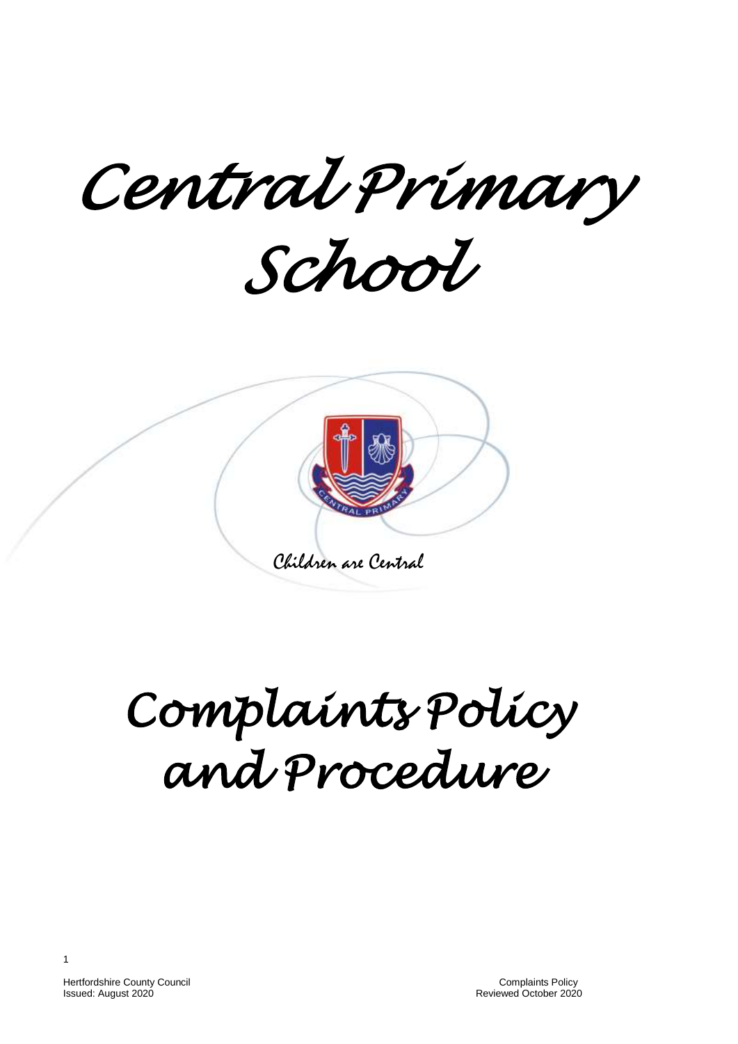# Central Primary School

*Children are Central*

# Complaints Policy and Procedure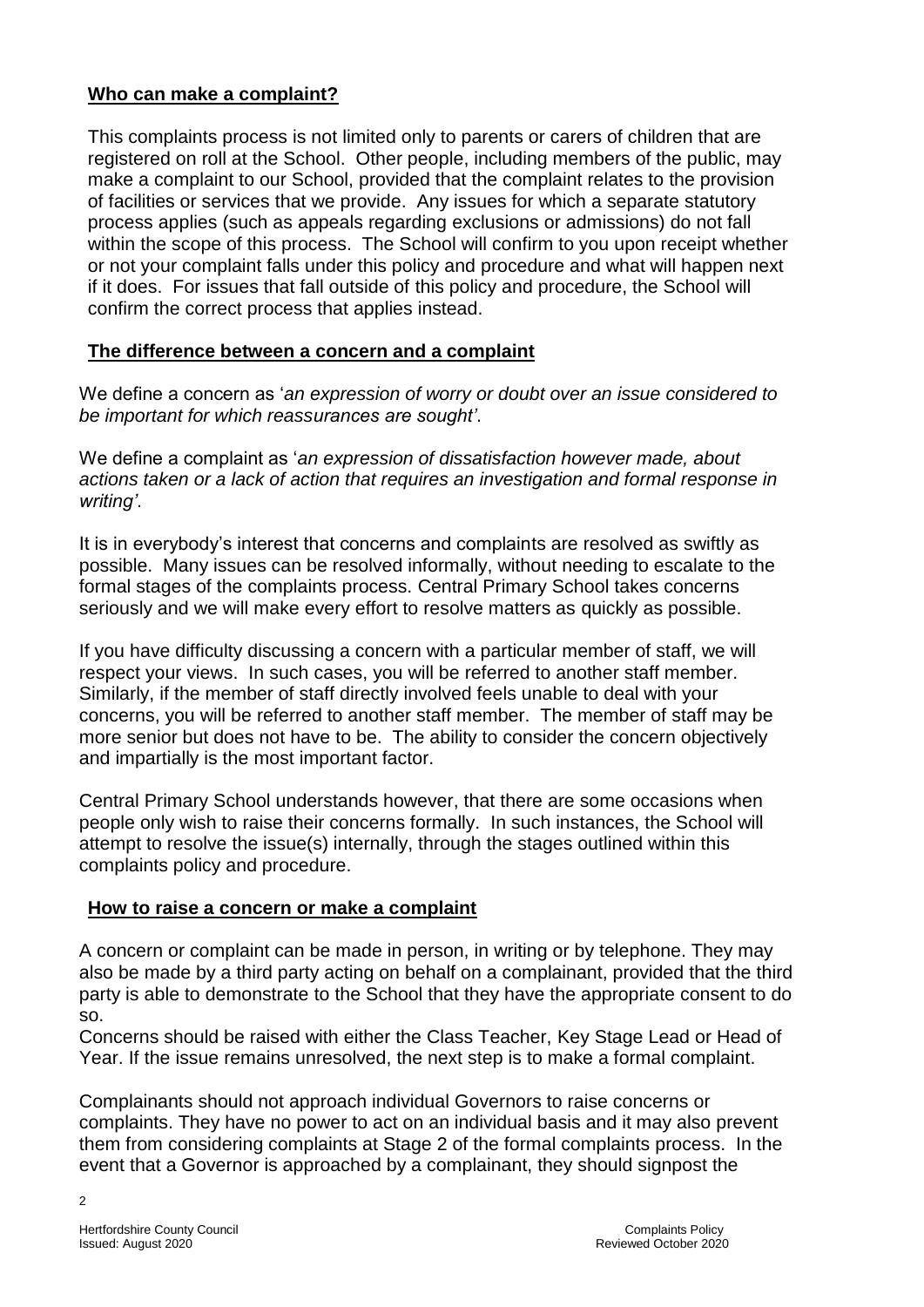## **Who can make a complaint?**

This complaints process is not limited only to parents or carers of children that are registered on roll at the School. Other people, including members of the public, may make a complaint to our School, provided that the complaint relates to the provision of facilities or services that we provide. Any issues for which a separate statutory process applies (such as appeals regarding exclusions or admissions) do not fall within the scope of this process. The School will confirm to you upon receipt whether or not your complaint falls under this policy and procedure and what will happen next if it does. For issues that fall outside of this policy and procedure, the School will confirm the correct process that applies instead.

## **The difference between a concern and a complaint**

We define a concern as '*an expression of worry or doubt over an issue considered to be important for which reassurances are sought'*.

We define a complaint as '*an expression of dissatisfaction however made, about actions taken or a lack of action that requires an investigation and formal response in writing'*.

It is in everybody's interest that concerns and complaints are resolved as swiftly as possible. Many issues can be resolved informally, without needing to escalate to the formal stages of the complaints process. Central Primary School takes concerns seriously and we will make every effort to resolve matters as quickly as possible.

If you have difficulty discussing a concern with a particular member of staff, we will respect your views. In such cases, you will be referred to another staff member. Similarly, if the member of staff directly involved feels unable to deal with your concerns, you will be referred to another staff member. The member of staff may be more senior but does not have to be. The ability to consider the concern objectively and impartially is the most important factor.

Central Primary School understands however, that there are some occasions when people only wish to raise their concerns formally. In such instances, the School will attempt to resolve the issue(s) internally, through the stages outlined within this complaints policy and procedure.

## **How to raise a concern or make a complaint**

A concern or complaint can be made in person, in writing or by telephone. They may also be made by a third party acting on behalf on a complainant, provided that the third party is able to demonstrate to the School that they have the appropriate consent to do so.

Concerns should be raised with either the Class Teacher, Key Stage Lead or Head of Year. If the issue remains unresolved, the next step is to make a formal complaint.

Complainants should not approach individual Governors to raise concerns or complaints. They have no power to act on an individual basis and it may also prevent them from considering complaints at Stage 2 of the formal complaints process. In the event that a Governor is approached by a complainant, they should signpost the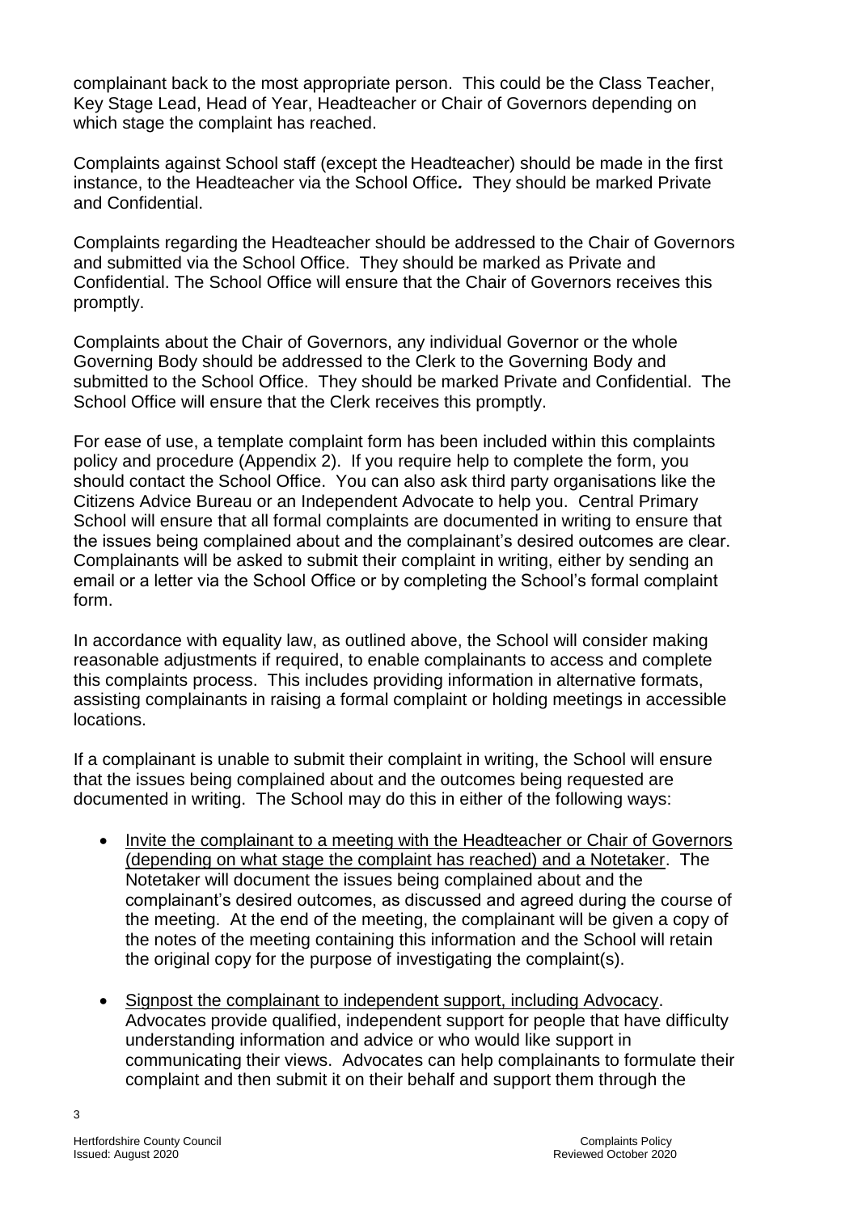complainant back to the most appropriate person. This could be the Class Teacher, Key Stage Lead, Head of Year, Headteacher or Chair of Governors depending on which stage the complaint has reached.

Complaints against School staff (except the Headteacher) should be made in the first instance, to the Headteacher via the School Office*.* They should be marked Private and Confidential.

Complaints regarding the Headteacher should be addressed to the Chair of Governors and submitted via the School Office. They should be marked as Private and Confidential. The School Office will ensure that the Chair of Governors receives this promptly.

Complaints about the Chair of Governors, any individual Governor or the whole Governing Body should be addressed to the Clerk to the Governing Body and submitted to the School Office. They should be marked Private and Confidential. The School Office will ensure that the Clerk receives this promptly.

For ease of use, a template complaint form has been included within this complaints policy and procedure (Appendix 2). If you require help to complete the form, you should contact the School Office. You can also ask third party organisations like the Citizens Advice Bureau or an Independent Advocate to help you. Central Primary School will ensure that all formal complaints are documented in writing to ensure that the issues being complained about and the complainant's desired outcomes are clear. Complainants will be asked to submit their complaint in writing, either by sending an email or a letter via the School Office or by completing the School's formal complaint form.

In accordance with equality law, as outlined above, the School will consider making reasonable adjustments if required, to enable complainants to access and complete this complaints process. This includes providing information in alternative formats, assisting complainants in raising a formal complaint or holding meetings in accessible locations.

If a complainant is unable to submit their complaint in writing, the School will ensure that the issues being complained about and the outcomes being requested are documented in writing. The School may do this in either of the following ways:

- Invite the complainant to a meeting with the Headteacher or Chair of Governors (depending on what stage the complaint has reached) and a Notetaker. The Notetaker will document the issues being complained about and the complainant's desired outcomes, as discussed and agreed during the course of the meeting. At the end of the meeting, the complainant will be given a copy of the notes of the meeting containing this information and the School will retain the original copy for the purpose of investigating the complaint(s).
- Signpost the complainant to independent support, including Advocacy. Advocates provide qualified, independent support for people that have difficulty understanding information and advice or who would like support in communicating their views. Advocates can help complainants to formulate their complaint and then submit it on their behalf and support them through the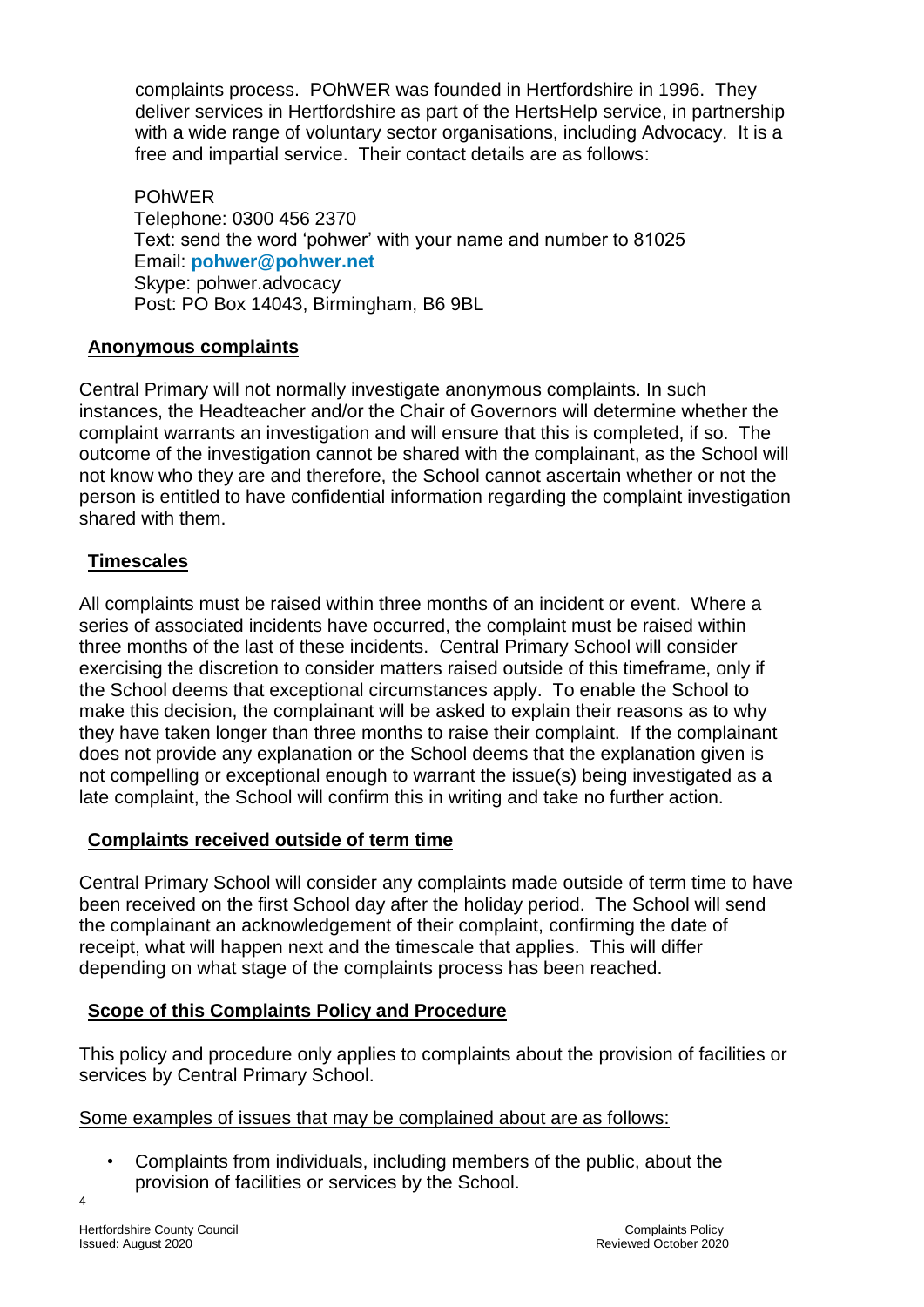complaints process. POhWER was founded in Hertfordshire in 1996. They deliver services in Hertfordshire as part of the HertsHelp service, in partnership with a wide range of voluntary sector organisations, including Advocacy. It is a free and impartial service. Their contact details are as follows:

POhWER
Telephone: 0300 456 2370
Text: send the word 'pohwer' with your name and number to 81025
Email: **pohwer@pohwer.net**
Skype: pohwer.advocacy
Post: PO Box 14043, Birmingham, B6 9BL

## Anonymous complaints

Central Primary will not normally investigate anonymous complaints. In such instances, the Headteacher and/or the Chair of Governors will determine whether the complaint warrants an investigation and will ensure that this is completed, if so. The outcome of the investigation cannot be shared with the complainant, as the School will not know who they are and therefore, the School cannot ascertain whether or not the person is entitled to have confidential information regarding the complaint investigation shared with them.

## Timescales

All complaints must be raised within three months of an incident or event. Where a series of associated incidents have occurred, the complaint must be raised within three months of the last of these incidents. Central Primary School will consider exercising the discretion to consider matters raised outside of this timeframe, only if the School deems that exceptional circumstances apply. To enable the School to make this decision, the complainant will be asked to explain their reasons as to why they have taken longer than three months to raise their complaint. If the complainant does not provide any explanation or the School deems that the explanation given is not compelling or exceptional enough to warrant the issue(s) being investigated as a late complaint, the School will confirm this in writing and take no further action.

## Complaints received outside of term time

Central Primary School will consider any complaints made outside of term time to have been received on the first School day after the holiday period. The School will send the complainant an acknowledgement of their complaint, confirming the date of receipt, what will happen next and the timescale that applies. This will differ depending on what stage of the complaints process has been reached.

## Scope of this Complaints Policy and Procedure

This policy and procedure only applies to complaints about the provision of facilities or services by Central Primary School.

Some examples of issues that may be complained about are as follows:

- Complaints from individuals, including members of the public, about the provision of facilities or services by the School.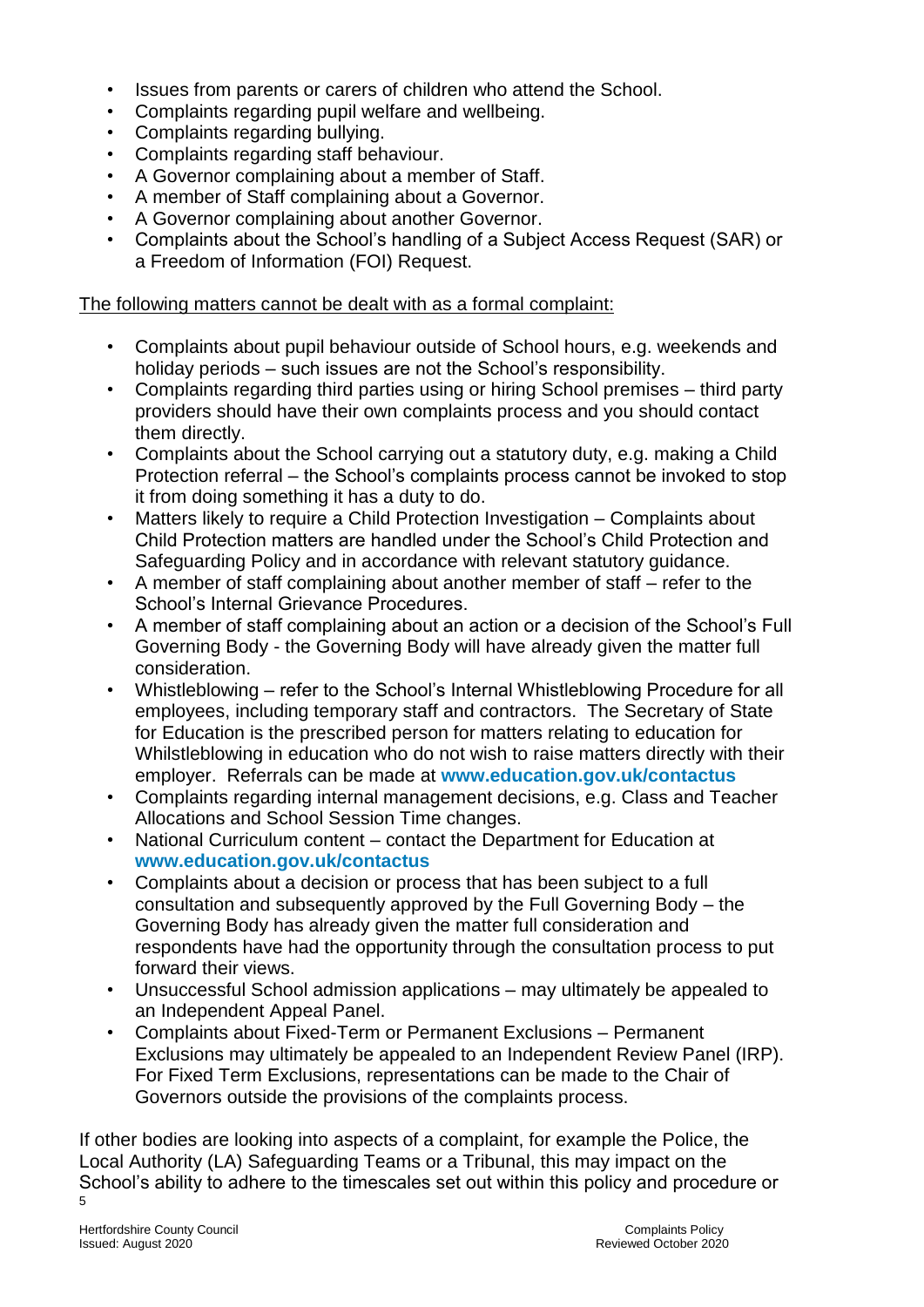- Issues from parents or carers of children who attend the School.
- Complaints regarding pupil welfare and wellbeing.
- Complaints regarding bullying.
- Complaints regarding staff behaviour.
- A Governor complaining about a member of Staff.
- A member of Staff complaining about a Governor.
- A Governor complaining about another Governor.
- Complaints about the School's handling of a Subject Access Request (SAR) or a Freedom of Information (FOI) Request.

<u>The following matters cannot be dealt with as a formal complaint:</u>

- Complaints about pupil behaviour outside of School hours, e.g. weekends and holiday periods – such issues are not the School's responsibility.
- Complaints regarding third parties using or hiring School premises – third party providers should have their own complaints process and you should contact them directly.
- Complaints about the School carrying out a statutory duty, e.g. making a Child Protection referral – the School's complaints process cannot be invoked to stop it from doing something it has a duty to do.
- Matters likely to require a Child Protection Investigation – Complaints about Child Protection matters are handled under the School's Child Protection and Safeguarding Policy and in accordance with relevant statutory guidance.
- A member of staff complaining about another member of staff – refer to the School's Internal Grievance Procedures.
- A member of staff complaining about an action or a decision of the School's Full Governing Body - the Governing Body will have already given the matter full consideration.
- Whistleblowing – refer to the School's Internal Whistleblowing Procedure for all employees, including temporary staff and contractors. The Secretary of State for Education is the prescribed person for matters relating to education for Whilstleblowing in education who do not wish to raise matters directly with their employer. Referrals can be made at **www.education.gov.uk/contactus**
- Complaints regarding internal management decisions, e.g. Class and Teacher Allocations and School Session Time changes.
- National Curriculum content – contact the Department for Education at **www.education.gov.uk/contactus**
- Complaints about a decision or process that has been subject to a full consultation and subsequently approved by the Full Governing Body – the Governing Body has already given the matter full consideration and respondents have had the opportunity through the consultation process to put forward their views.
- Unsuccessful School admission applications – may ultimately be appealed to an Independent Appeal Panel.
- Complaints about Fixed-Term or Permanent Exclusions – Permanent Exclusions may ultimately be appealed to an Independent Review Panel (IRP). For Fixed Term Exclusions, representations can be made to the Chair of Governors outside the provisions of the complaints process.

If other bodies are looking into aspects of a complaint, for example the Police, the Local Authority (LA) Safeguarding Teams or a Tribunal, this may impact on the School's ability to adhere to the timescales set out within this policy and procedure or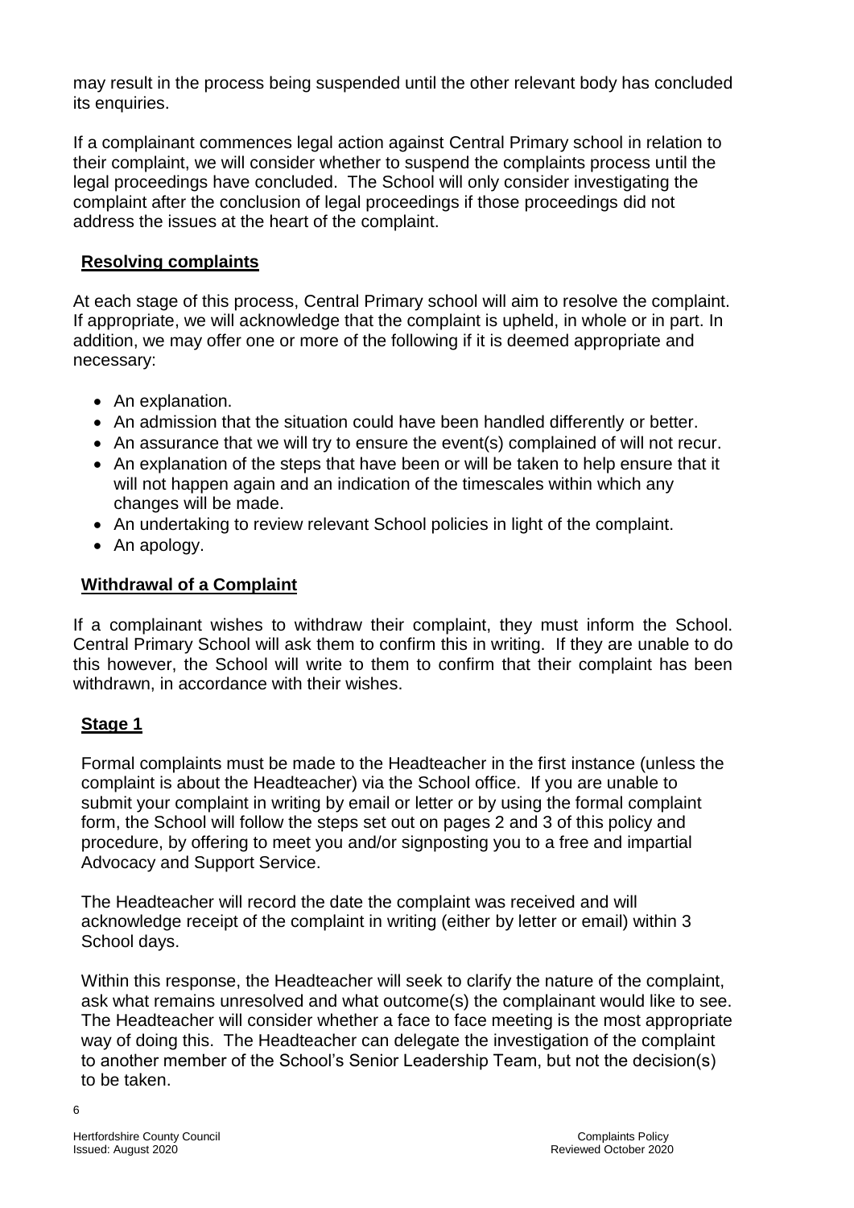may result in the process being suspended until the other relevant body has concluded its enquiries.

If a complainant commences legal action against Central Primary school in relation to their complaint, we will consider whether to suspend the complaints process until the legal proceedings have concluded. The School will only consider investigating the complaint after the conclusion of legal proceedings if those proceedings did not address the issues at the heart of the complaint.

## **Resolving complaints**

At each stage of this process, Central Primary school will aim to resolve the complaint. If appropriate, we will acknowledge that the complaint is upheld, in whole or in part. In addition, we may offer one or more of the following if it is deemed appropriate and necessary:

- An explanation.
- An admission that the situation could have been handled differently or better.
- An assurance that we will try to ensure the event(s) complained of will not recur.
- An explanation of the steps that have been or will be taken to help ensure that it will not happen again and an indication of the timescales within which any changes will be made.
- An undertaking to review relevant School policies in light of the complaint.
- An apology.

## **Withdrawal of a Complaint**

If a complainant wishes to withdraw their complaint, they must inform the School. Central Primary School will ask them to confirm this in writing. If they are unable to do this however, the School will write to them to confirm that their complaint has been withdrawn, in accordance with their wishes.

## **Stage 1**

Formal complaints must be made to the Headteacher in the first instance (unless the complaint is about the Headteacher) via the School office. If you are unable to submit your complaint in writing by email or letter or by using the formal complaint form, the School will follow the steps set out on pages 2 and 3 of this policy and procedure, by offering to meet you and/or signposting you to a free and impartial Advocacy and Support Service.

The Headteacher will record the date the complaint was received and will acknowledge receipt of the complaint in writing (either by letter or email) within 3 School days.

Within this response, the Headteacher will seek to clarify the nature of the complaint, ask what remains unresolved and what outcome(s) the complainant would like to see. The Headteacher will consider whether a face to face meeting is the most appropriate way of doing this. The Headteacher can delegate the investigation of the complaint to another member of the School's Senior Leadership Team, but not the decision(s) to be taken.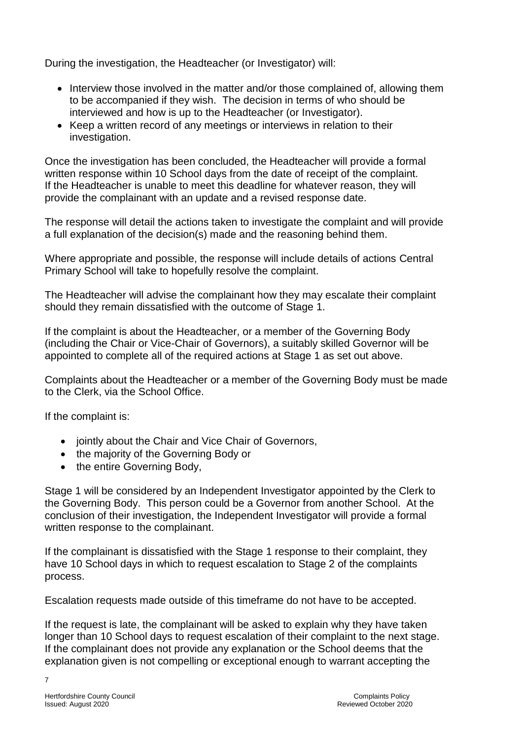During the investigation, the Headteacher (or Investigator) will:

- Interview those involved in the matter and/or those complained of, allowing them to be accompanied if they wish. The decision in terms of who should be interviewed and how is up to the Headteacher (or Investigator).
- Keep a written record of any meetings or interviews in relation to their investigation.

Once the investigation has been concluded, the Headteacher will provide a formal written response within 10 School days from the date of receipt of the complaint. If the Headteacher is unable to meet this deadline for whatever reason, they will provide the complainant with an update and a revised response date.

The response will detail the actions taken to investigate the complaint and will provide a full explanation of the decision(s) made and the reasoning behind them.

Where appropriate and possible, the response will include details of actions Central Primary School will take to hopefully resolve the complaint.

The Headteacher will advise the complainant how they may escalate their complaint should they remain dissatisfied with the outcome of Stage 1.

If the complaint is about the Headteacher, or a member of the Governing Body (including the Chair or Vice-Chair of Governors), a suitably skilled Governor will be appointed to complete all of the required actions at Stage 1 as set out above.

Complaints about the Headteacher or a member of the Governing Body must be made to the Clerk, via the School Office.

If the complaint is:

- jointly about the Chair and Vice Chair of Governors,
- the majority of the Governing Body or
- the entire Governing Body,

Stage 1 will be considered by an Independent Investigator appointed by the Clerk to the Governing Body. This person could be a Governor from another School. At the conclusion of their investigation, the Independent Investigator will provide a formal written response to the complainant.

If the complainant is dissatisfied with the Stage 1 response to their complaint, they have 10 School days in which to request escalation to Stage 2 of the complaints process.

Escalation requests made outside of this timeframe do not have to be accepted.

If the request is late, the complainant will be asked to explain why they have taken longer than 10 School days to request escalation of their complaint to the next stage. If the complainant does not provide any explanation or the School deems that the explanation given is not compelling or exceptional enough to warrant accepting the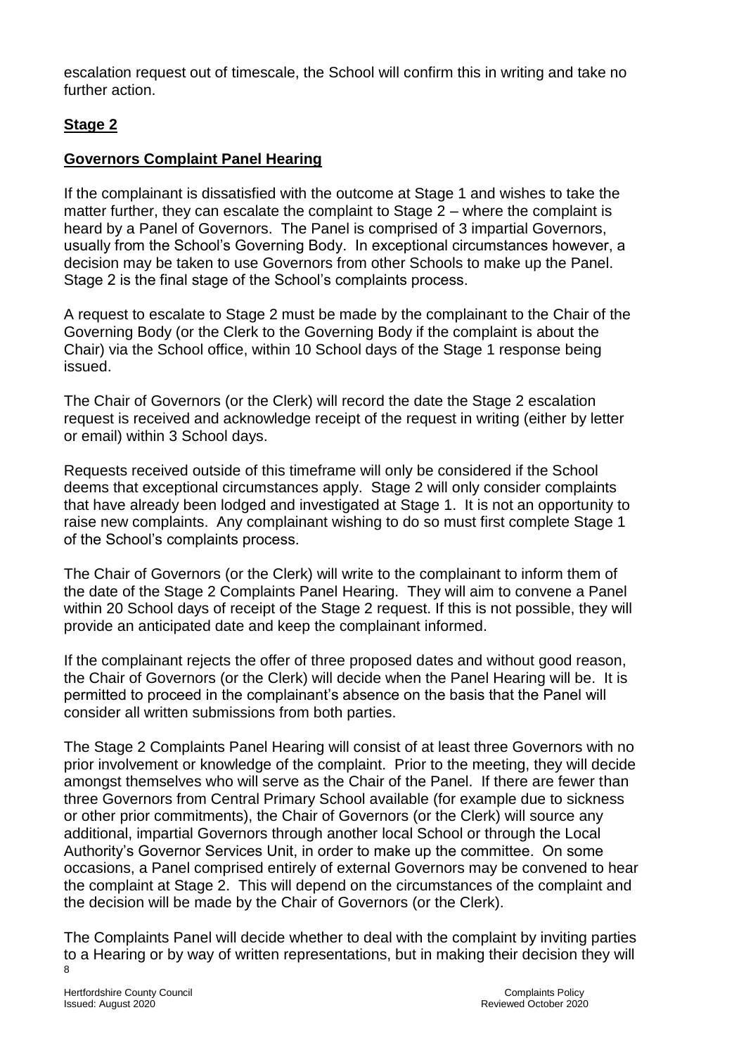escalation request out of timescale, the School will confirm this in writing and take no further action.

## **Stage 2**

### **Governors Complaint Panel Hearing**

If the complainant is dissatisfied with the outcome at Stage 1 and wishes to take the matter further, they can escalate the complaint to Stage 2 – where the complaint is heard by a Panel of Governors. The Panel is comprised of 3 impartial Governors, usually from the School's Governing Body. In exceptional circumstances however, a decision may be taken to use Governors from other Schools to make up the Panel. Stage 2 is the final stage of the School's complaints process.

A request to escalate to Stage 2 must be made by the complainant to the Chair of the Governing Body (or the Clerk to the Governing Body if the complaint is about the Chair) via the School office, within 10 School days of the Stage 1 response being issued.

The Chair of Governors (or the Clerk) will record the date the Stage 2 escalation request is received and acknowledge receipt of the request in writing (either by letter or email) within 3 School days.

Requests received outside of this timeframe will only be considered if the School deems that exceptional circumstances apply. Stage 2 will only consider complaints that have already been lodged and investigated at Stage 1. It is not an opportunity to raise new complaints. Any complainant wishing to do so must first complete Stage 1 of the School's complaints process.

The Chair of Governors (or the Clerk) will write to the complainant to inform them of the date of the Stage 2 Complaints Panel Hearing. They will aim to convene a Panel within 20 School days of receipt of the Stage 2 request. If this is not possible, they will provide an anticipated date and keep the complainant informed.

If the complainant rejects the offer of three proposed dates and without good reason, the Chair of Governors (or the Clerk) will decide when the Panel Hearing will be. It is permitted to proceed in the complainant's absence on the basis that the Panel will consider all written submissions from both parties.

The Stage 2 Complaints Panel Hearing will consist of at least three Governors with no prior involvement or knowledge of the complaint. Prior to the meeting, they will decide amongst themselves who will serve as the Chair of the Panel. If there are fewer than three Governors from Central Primary School available (for example due to sickness or other prior commitments), the Chair of Governors (or the Clerk) will source any additional, impartial Governors through another local School or through the Local Authority's Governor Services Unit, in order to make up the committee. On some occasions, a Panel comprised entirely of external Governors may be convened to hear the complaint at Stage 2. This will depend on the circumstances of the complaint and the decision will be made by the Chair of Governors (or the Clerk).

The Complaints Panel will decide whether to deal with the complaint by inviting parties to a Hearing or by way of written representations, but in making their decision they will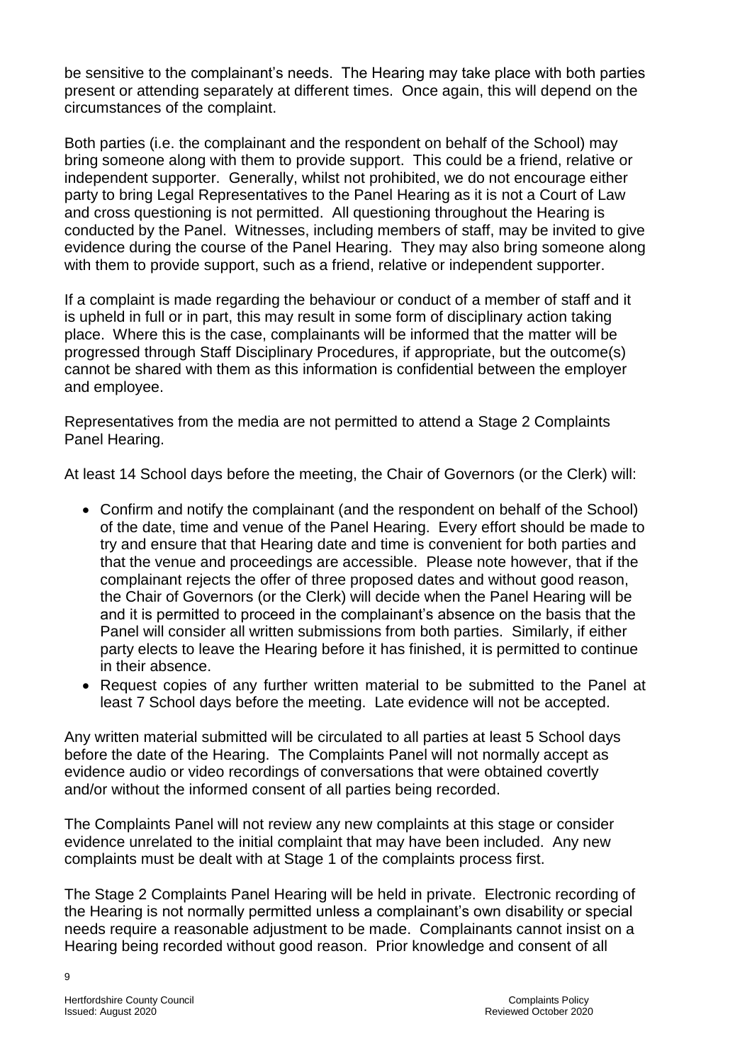be sensitive to the complainant's needs. The Hearing may take place with both parties present or attending separately at different times. Once again, this will depend on the circumstances of the complaint.

Both parties (i.e. the complainant and the respondent on behalf of the School) may bring someone along with them to provide support. This could be a friend, relative or independent supporter. Generally, whilst not prohibited, we do not encourage either party to bring Legal Representatives to the Panel Hearing as it is not a Court of Law and cross questioning is not permitted. All questioning throughout the Hearing is conducted by the Panel. Witnesses, including members of staff, may be invited to give evidence during the course of the Panel Hearing. They may also bring someone along with them to provide support, such as a friend, relative or independent supporter.

If a complaint is made regarding the behaviour or conduct of a member of staff and it is upheld in full or in part, this may result in some form of disciplinary action taking place. Where this is the case, complainants will be informed that the matter will be progressed through Staff Disciplinary Procedures, if appropriate, but the outcome(s) cannot be shared with them as this information is confidential between the employer and employee.

Representatives from the media are not permitted to attend a Stage 2 Complaints Panel Hearing.

At least 14 School days before the meeting, the Chair of Governors (or the Clerk) will:

- Confirm and notify the complainant (and the respondent on behalf of the School) of the date, time and venue of the Panel Hearing. Every effort should be made to try and ensure that that Hearing date and time is convenient for both parties and that the venue and proceedings are accessible. Please note however, that if the complainant rejects the offer of three proposed dates and without good reason, the Chair of Governors (or the Clerk) will decide when the Panel Hearing will be and it is permitted to proceed in the complainant's absence on the basis that the Panel will consider all written submissions from both parties. Similarly, if either party elects to leave the Hearing before it has finished, it is permitted to continue in their absence.
- Request copies of any further written material to be submitted to the Panel at least 7 School days before the meeting. Late evidence will not be accepted.

Any written material submitted will be circulated to all parties at least 5 School days before the date of the Hearing. The Complaints Panel will not normally accept as evidence audio or video recordings of conversations that were obtained covertly and/or without the informed consent of all parties being recorded.

The Complaints Panel will not review any new complaints at this stage or consider evidence unrelated to the initial complaint that may have been included. Any new complaints must be dealt with at Stage 1 of the complaints process first.

The Stage 2 Complaints Panel Hearing will be held in private. Electronic recording of the Hearing is not normally permitted unless a complainant's own disability or special needs require a reasonable adjustment to be made. Complainants cannot insist on a Hearing being recorded without good reason. Prior knowledge and consent of all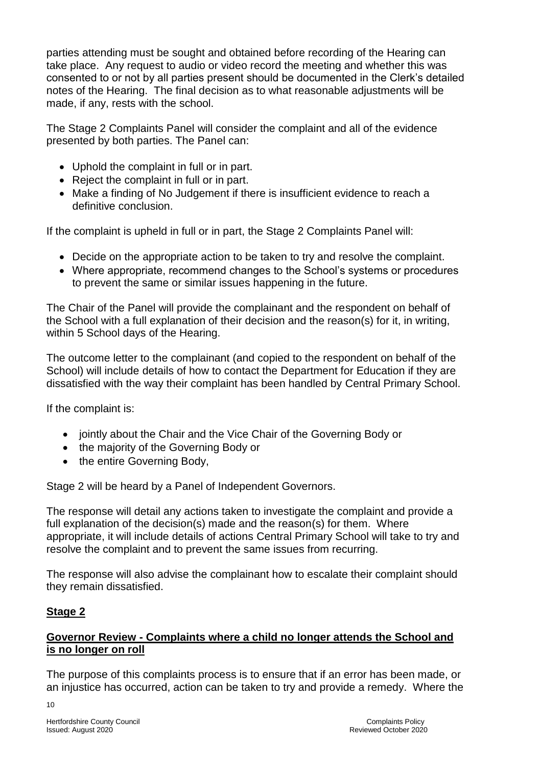parties attending must be sought and obtained before recording of the Hearing can take place. Any request to audio or video record the meeting and whether this was consented to or not by all parties present should be documented in the Clerk's detailed notes of the Hearing. The final decision as to what reasonable adjustments will be made, if any, rests with the school.

The Stage 2 Complaints Panel will consider the complaint and all of the evidence presented by both parties. The Panel can:

- Uphold the complaint in full or in part.
- Reject the complaint in full or in part.
- Make a finding of No Judgement if there is insufficient evidence to reach a definitive conclusion.

If the complaint is upheld in full or in part, the Stage 2 Complaints Panel will:

- Decide on the appropriate action to be taken to try and resolve the complaint.
- Where appropriate, recommend changes to the School's systems or procedures to prevent the same or similar issues happening in the future.

The Chair of the Panel will provide the complainant and the respondent on behalf of the School with a full explanation of their decision and the reason(s) for it, in writing, within 5 School days of the Hearing.

The outcome letter to the complainant (and copied to the respondent on behalf of the School) will include details of how to contact the Department for Education if they are dissatisfied with the way their complaint has been handled by Central Primary School.

If the complaint is:

- jointly about the Chair and the Vice Chair of the Governing Body or
- the majority of the Governing Body or
- the entire Governing Body,

Stage 2 will be heard by a Panel of Independent Governors.

The response will detail any actions taken to investigate the complaint and provide a full explanation of the decision(s) made and the reason(s) for them. Where appropriate, it will include details of actions Central Primary School will take to try and resolve the complaint and to prevent the same issues from recurring.

The response will also advise the complainant how to escalate their complaint should they remain dissatisfied.

## **Stage 2**

### **Governor Review - Complaints where a child no longer attends the School and is no longer on roll**

The purpose of this complaints process is to ensure that if an error has been made, or an injustice has occurred, action can be taken to try and provide a remedy. Where the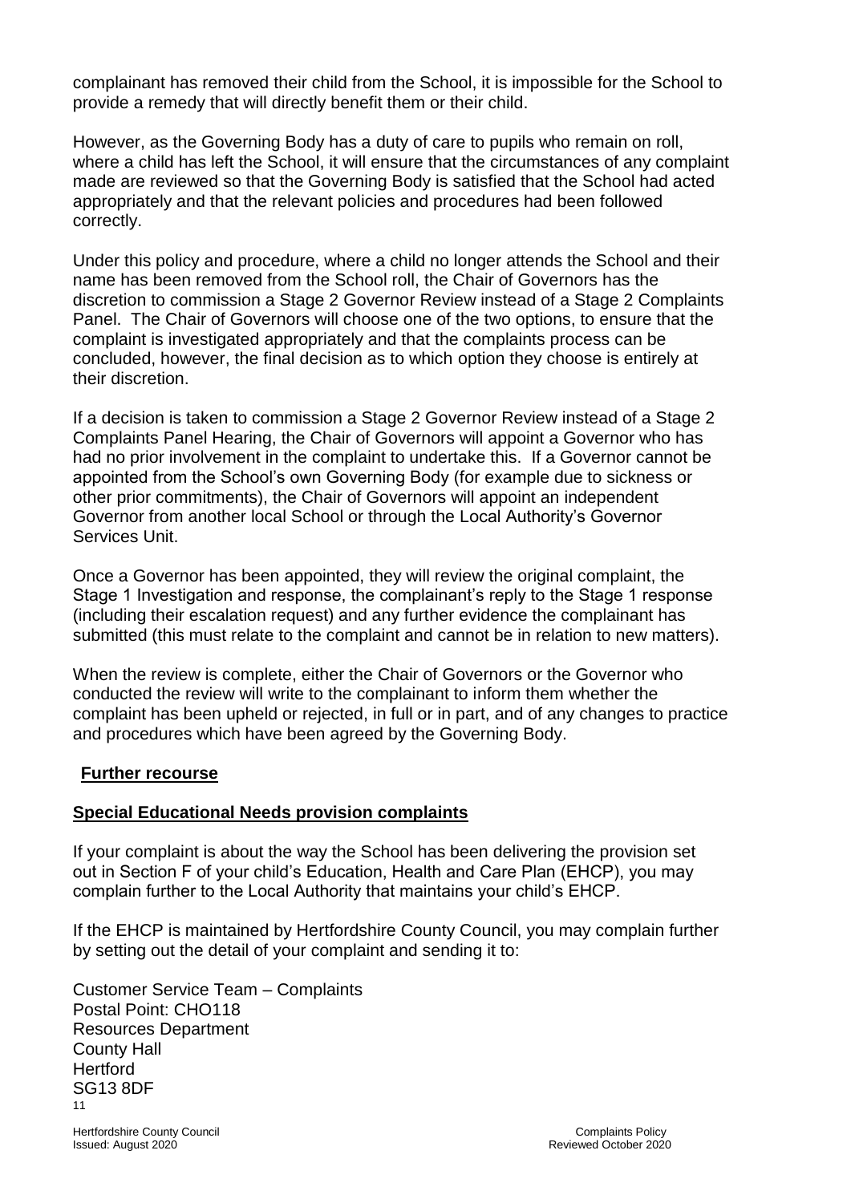complainant has removed their child from the School, it is impossible for the School to provide a remedy that will directly benefit them or their child.

However, as the Governing Body has a duty of care to pupils who remain on roll, where a child has left the School, it will ensure that the circumstances of any complaint made are reviewed so that the Governing Body is satisfied that the School had acted appropriately and that the relevant policies and procedures had been followed correctly.

Under this policy and procedure, where a child no longer attends the School and their name has been removed from the School roll, the Chair of Governors has the discretion to commission a Stage 2 Governor Review instead of a Stage 2 Complaints Panel. The Chair of Governors will choose one of the two options, to ensure that the complaint is investigated appropriately and that the complaints process can be concluded, however, the final decision as to which option they choose is entirely at their discretion.

If a decision is taken to commission a Stage 2 Governor Review instead of a Stage 2 Complaints Panel Hearing, the Chair of Governors will appoint a Governor who has had no prior involvement in the complaint to undertake this. If a Governor cannot be appointed from the School's own Governing Body (for example due to sickness or other prior commitments), the Chair of Governors will appoint an independent Governor from another local School or through the Local Authority's Governor Services Unit.

Once a Governor has been appointed, they will review the original complaint, the Stage 1 Investigation and response, the complainant's reply to the Stage 1 response (including their escalation request) and any further evidence the complainant has submitted (this must relate to the complaint and cannot be in relation to new matters).

When the review is complete, either the Chair of Governors or the Governor who conducted the review will write to the complainant to inform them whether the complaint has been upheld or rejected, in full or in part, and of any changes to practice and procedures which have been agreed by the Governing Body.

## **Further recourse**

### **Special Educational Needs provision complaints**

If your complaint is about the way the School has been delivering the provision set out in Section F of your child's Education, Health and Care Plan (EHCP), you may complain further to the Local Authority that maintains your child's EHCP.

If the EHCP is maintained by Hertfordshire County Council, you may complain further by setting out the detail of your complaint and sending it to:

Customer Service Team – Complaints
Postal Point: CHO118
Resources Department
County Hall
Hertford
SG13 8DF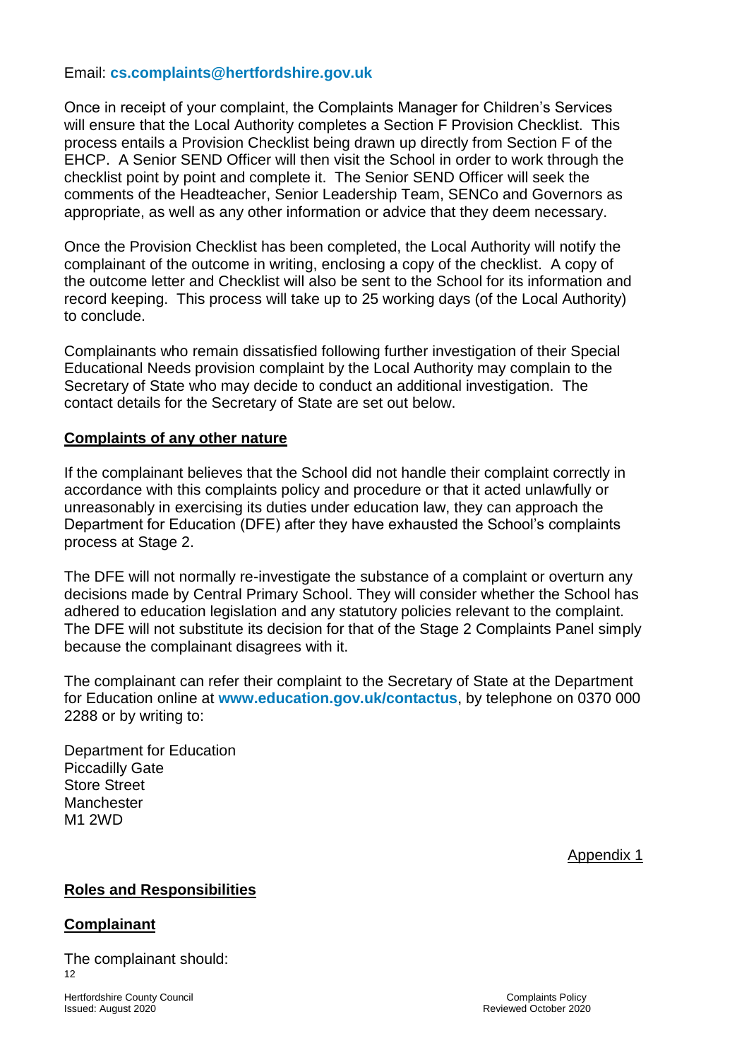Email: **cs.complaints@hertfordshire.gov.uk**

Once in receipt of your complaint, the Complaints Manager for Children's Services will ensure that the Local Authority completes a Section F Provision Checklist. This process entails a Provision Checklist being drawn up directly from Section F of the EHCP. A Senior SEND Officer will then visit the School in order to work through the checklist point by point and complete it. The Senior SEND Officer will seek the comments of the Headteacher, Senior Leadership Team, SENCo and Governors as appropriate, as well as any other information or advice that they deem necessary.

Once the Provision Checklist has been completed, the Local Authority will notify the complainant of the outcome in writing, enclosing a copy of the checklist. A copy of the outcome letter and Checklist will also be sent to the School for its information and record keeping. This process will take up to 25 working days (of the Local Authority) to conclude.

Complainants who remain dissatisfied following further investigation of their Special Educational Needs provision complaint by the Local Authority may complain to the Secretary of State who may decide to conduct an additional investigation. The contact details for the Secretary of State are set out below.

**Complaints of any other nature**

If the complainant believes that the School did not handle their complaint correctly in accordance with this complaints policy and procedure or that it acted unlawfully or unreasonably in exercising its duties under education law, they can approach the Department for Education (DFE) after they have exhausted the School's complaints process at Stage 2.

The DFE will not normally re-investigate the substance of a complaint or overturn any decisions made by Central Primary School. They will consider whether the School has adhered to education legislation and any statutory policies relevant to the complaint. The DFE will not substitute its decision for that of the Stage 2 Complaints Panel simply because the complainant disagrees with it.

The complainant can refer their complaint to the Secretary of State at the Department for Education online at **www.education.gov.uk/contactus**, by telephone on 0370 000 2288 or by writing to:

Department for Education
Piccadilly Gate
Store Street
Manchester
M1 2WD

Appendix 1

## Roles and Responsibilities

### Complainant

The complainant should: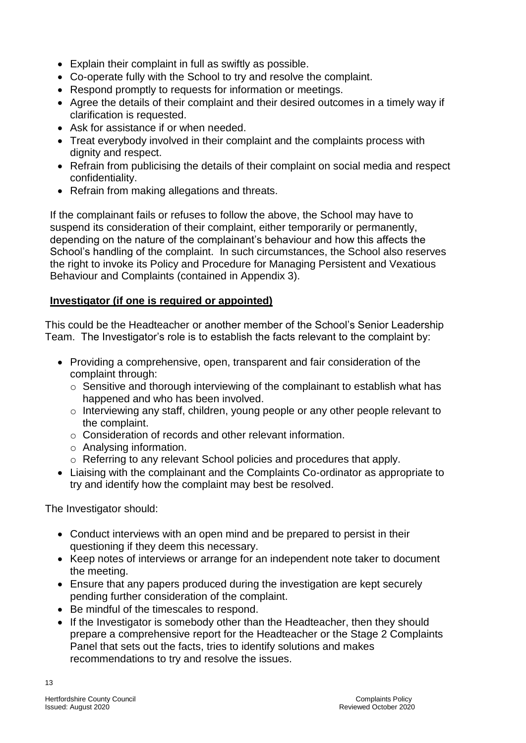- Explain their complaint in full as swiftly as possible.
- Co-operate fully with the School to try and resolve the complaint.
- Respond promptly to requests for information or meetings.
- Agree the details of their complaint and their desired outcomes in a timely way if clarification is requested.
- Ask for assistance if or when needed.
- Treat everybody involved in their complaint and the complaints process with dignity and respect.
- Refrain from publicising the details of their complaint on social media and respect confidentiality.
- Refrain from making allegations and threats.

If the complainant fails or refuses to follow the above, the School may have to suspend its consideration of their complaint, either temporarily or permanently, depending on the nature of the complainant's behaviour and how this affects the School's handling of the complaint. In such circumstances, the School also reserves the right to invoke its Policy and Procedure for Managing Persistent and Vexatious Behaviour and Complaints (contained in Appendix 3).

**Investigator (if one is required or appointed)**

This could be the Headteacher or another member of the School's Senior Leadership Team. The Investigator's role is to establish the facts relevant to the complaint by:

- Providing a comprehensive, open, transparent and fair consideration of the complaint through:
  - Sensitive and thorough interviewing of the complainant to establish what has happened and who has been involved.
  - Interviewing any staff, children, young people or any other people relevant to the complaint.
  - Consideration of records and other relevant information.
  - Analysing information.
  - Referring to any relevant School policies and procedures that apply.
- Liaising with the complainant and the Complaints Co-ordinator as appropriate to try and identify how the complaint may best be resolved.

The Investigator should:

- Conduct interviews with an open mind and be prepared to persist in their questioning if they deem this necessary.
- Keep notes of interviews or arrange for an independent note taker to document the meeting.
- Ensure that any papers produced during the investigation are kept securely pending further consideration of the complaint.
- Be mindful of the timescales to respond.
- If the Investigator is somebody other than the Headteacher, then they should prepare a comprehensive report for the Headteacher or the Stage 2 Complaints Panel that sets out the facts, tries to identify solutions and makes recommendations to try and resolve the issues.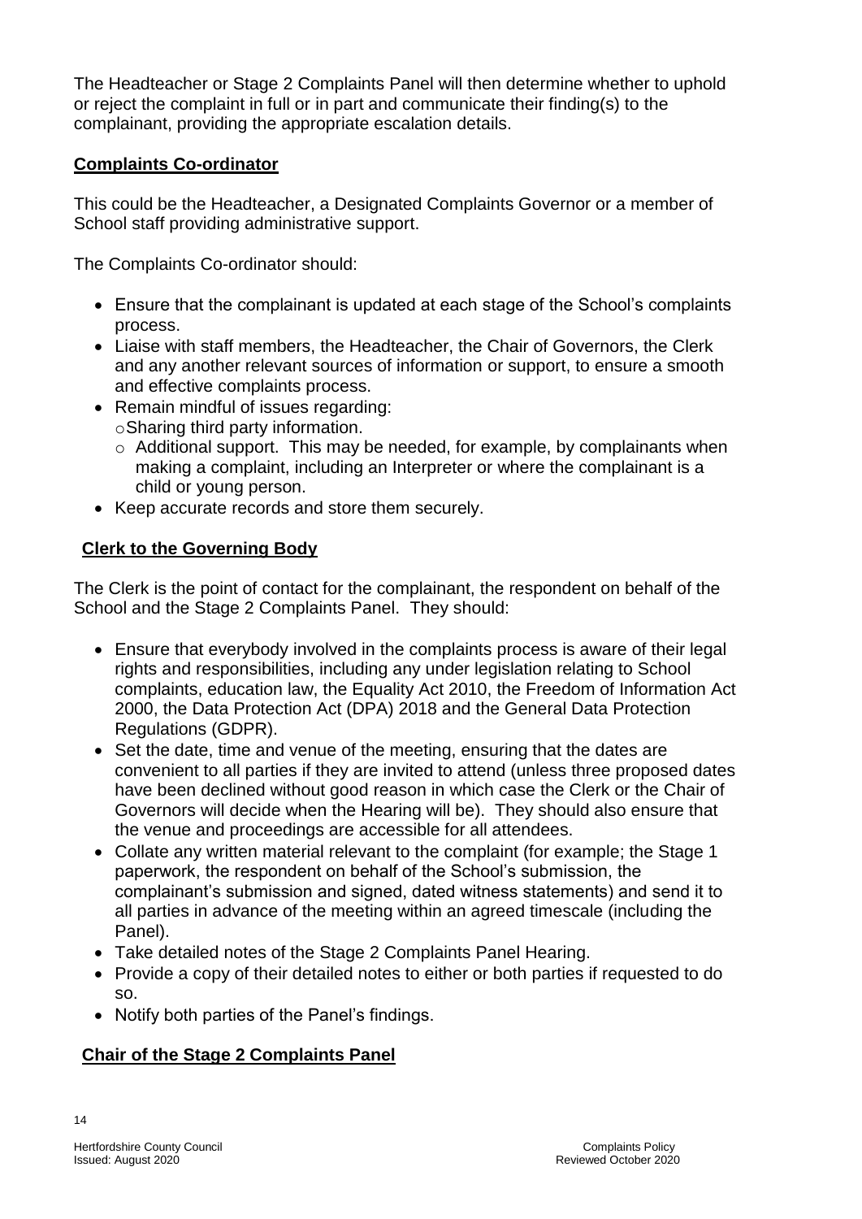The Headteacher or Stage 2 Complaints Panel will then determine whether to uphold or reject the complaint in full or in part and communicate their finding(s) to the complainant, providing the appropriate escalation details.

**Complaints Co-ordinator**

This could be the Headteacher, a Designated Complaints Governor or a member of School staff providing administrative support.

The Complaints Co-ordinator should:

- Ensure that the complainant is updated at each stage of the School's complaints process.
- Liaise with staff members, the Headteacher, the Chair of Governors, the Clerk and any another relevant sources of information or support, to ensure a smooth and effective complaints process.
- Remain mindful of issues regarding:
  - Sharing third party information.
  - Additional support. This may be needed, for example, by complainants when making a complaint, including an Interpreter or where the complainant is a child or young person.
- Keep accurate records and store them securely.

**Clerk to the Governing Body**

The Clerk is the point of contact for the complainant, the respondent on behalf of the School and the Stage 2 Complaints Panel. They should:

- Ensure that everybody involved in the complaints process is aware of their legal rights and responsibilities, including any under legislation relating to School complaints, education law, the Equality Act 2010, the Freedom of Information Act 2000, the Data Protection Act (DPA) 2018 and the General Data Protection Regulations (GDPR).
- Set the date, time and venue of the meeting, ensuring that the dates are convenient to all parties if they are invited to attend (unless three proposed dates have been declined without good reason in which case the Clerk or the Chair of Governors will decide when the Hearing will be). They should also ensure that the venue and proceedings are accessible for all attendees.
- Collate any written material relevant to the complaint (for example; the Stage 1 paperwork, the respondent on behalf of the School's submission, the complainant's submission and signed, dated witness statements) and send it to all parties in advance of the meeting within an agreed timescale (including the Panel).
- Take detailed notes of the Stage 2 Complaints Panel Hearing.
- Provide a copy of their detailed notes to either or both parties if requested to do so.
- Notify both parties of the Panel's findings.

**Chair of the Stage 2 Complaints Panel**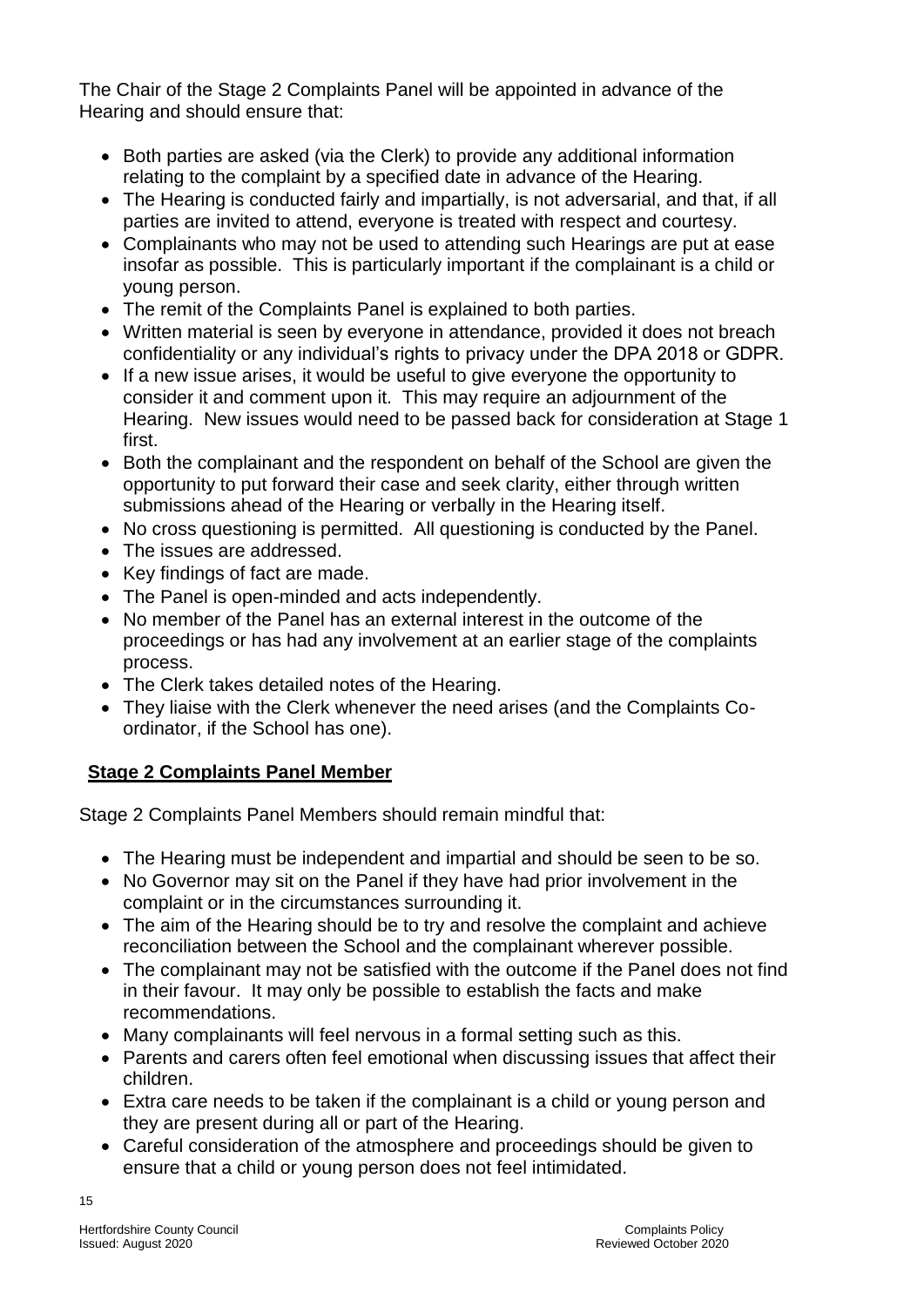The Chair of the Stage 2 Complaints Panel will be appointed in advance of the Hearing and should ensure that:

- Both parties are asked (via the Clerk) to provide any additional information relating to the complaint by a specified date in advance of the Hearing.
- The Hearing is conducted fairly and impartially, is not adversarial, and that, if all parties are invited to attend, everyone is treated with respect and courtesy.
- Complainants who may not be used to attending such Hearings are put at ease insofar as possible. This is particularly important if the complainant is a child or young person.
- The remit of the Complaints Panel is explained to both parties.
- Written material is seen by everyone in attendance, provided it does not breach confidentiality or any individual's rights to privacy under the DPA 2018 or GDPR.
- If a new issue arises, it would be useful to give everyone the opportunity to consider it and comment upon it. This may require an adjournment of the Hearing. New issues would need to be passed back for consideration at Stage 1 first.
- Both the complainant and the respondent on behalf of the School are given the opportunity to put forward their case and seek clarity, either through written submissions ahead of the Hearing or verbally in the Hearing itself.
- No cross questioning is permitted. All questioning is conducted by the Panel.
- The issues are addressed.
- Key findings of fact are made.
- The Panel is open-minded and acts independently.
- No member of the Panel has an external interest in the outcome of the proceedings or has had any involvement at an earlier stage of the complaints process.
- The Clerk takes detailed notes of the Hearing.
- They liaise with the Clerk whenever the need arises (and the Complaints Co-ordinator, if the School has one).

## **Stage 2 Complaints Panel Member**

Stage 2 Complaints Panel Members should remain mindful that:

- The Hearing must be independent and impartial and should be seen to be so.
- No Governor may sit on the Panel if they have had prior involvement in the complaint or in the circumstances surrounding it.
- The aim of the Hearing should be to try and resolve the complaint and achieve reconciliation between the School and the complainant wherever possible.
- The complainant may not be satisfied with the outcome if the Panel does not find in their favour. It may only be possible to establish the facts and make recommendations.
- Many complainants will feel nervous in a formal setting such as this.
- Parents and carers often feel emotional when discussing issues that affect their children.
- Extra care needs to be taken if the complainant is a child or young person and they are present during all or part of the Hearing.
- Careful consideration of the atmosphere and proceedings should be given to ensure that a child or young person does not feel intimidated.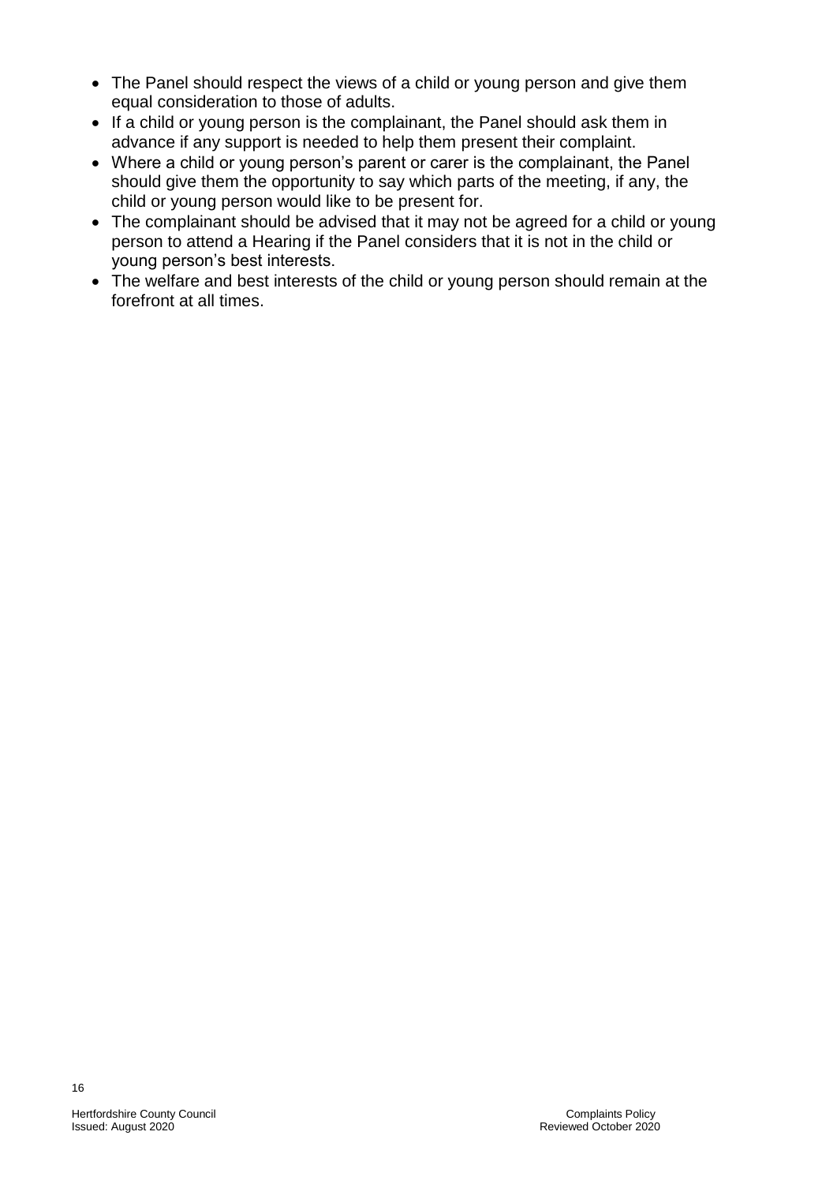- The Panel should respect the views of a child or young person and give them equal consideration to those of adults.
- If a child or young person is the complainant, the Panel should ask them in advance if any support is needed to help them present their complaint.
- Where a child or young person's parent or carer is the complainant, the Panel should give them the opportunity to say which parts of the meeting, if any, the child or young person would like to be present for.
- The complainant should be advised that it may not be agreed for a child or young person to attend a Hearing if the Panel considers that it is not in the child or young person's best interests.
- The welfare and best interests of the child or young person should remain at the forefront at all times.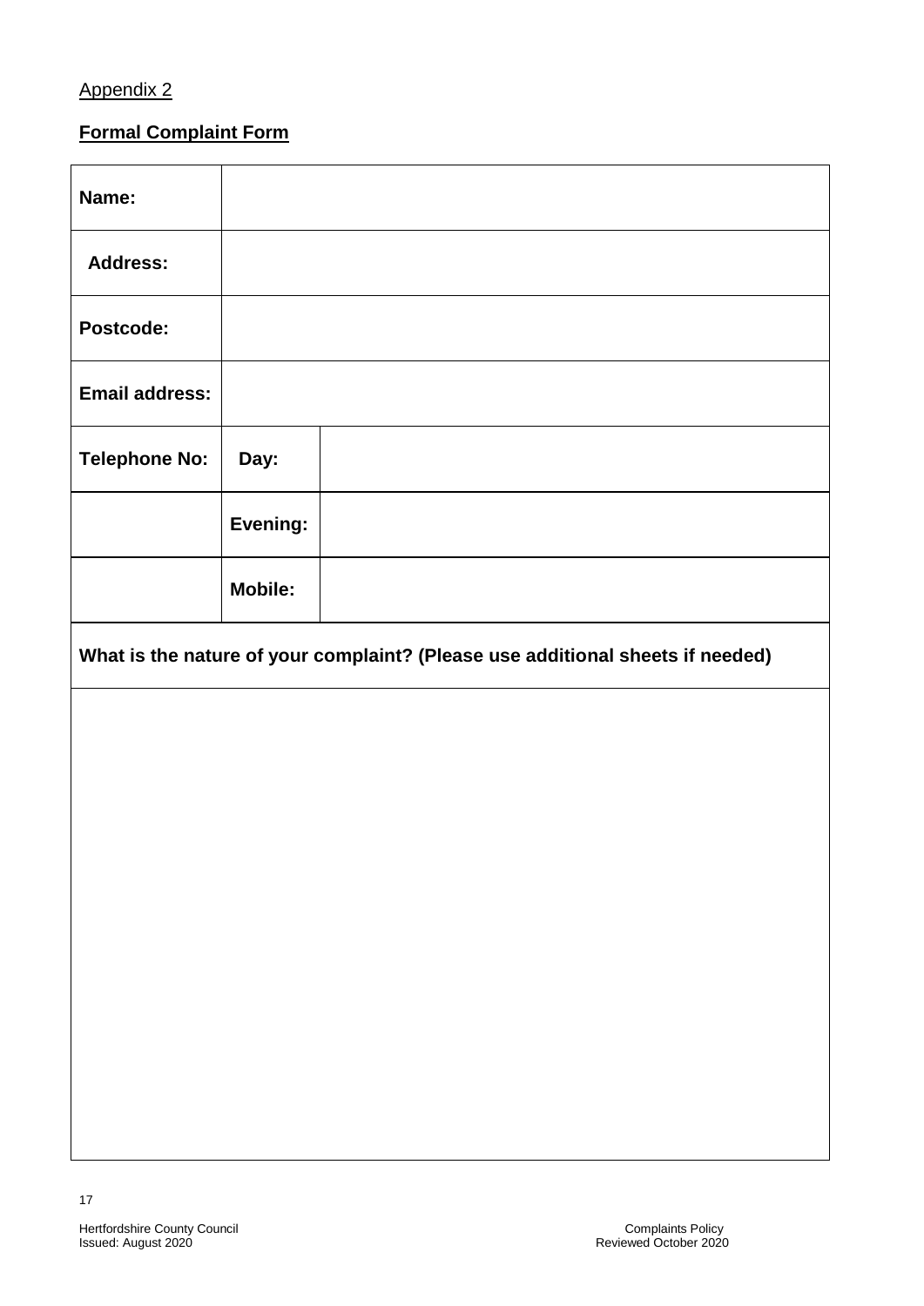Appendix 2

**Formal Complaint Form**

| | | |
|---|---|---|
| **Name:** | | |
| **Address:** | | |
| **Postcode:** | | |
| **Email address:** | | |
| **Telephone No:** | **Day:** | |
| | **Evening:** | |
| | **Mobile:** | |
| **What is the nature of your complaint? (Please use additional sheets if needed)** | | |
| | | |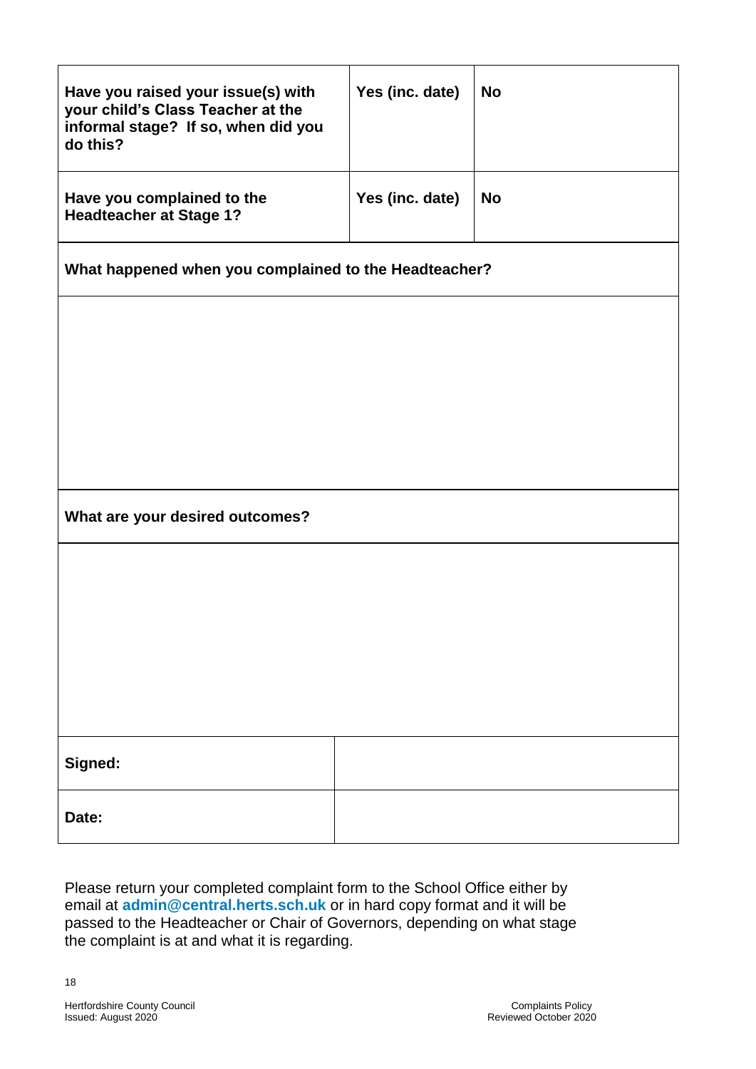| **Have you raised your issue(s) with your child's Class Teacher at the informal stage? If so, when did you do this?** | **Yes (inc. date)** | **No** |
|---|---|---|
| **Have you complained to the Headteacher at Stage 1?** | **Yes (inc. date)** | **No** |

| **What happened when you complained to the Headteacher?** |
|---|
| |

| **What are your desired outcomes?** |
|---|
| |

| **Signed:** | |
|---|---|
| **Date:** | |

Please return your completed complaint form to the School Office either by email at **admin@central.herts.sch.uk** or in hard copy format and it will be passed to the Headteacher or Chair of Governors, depending on what stage the complaint is at and what it is regarding.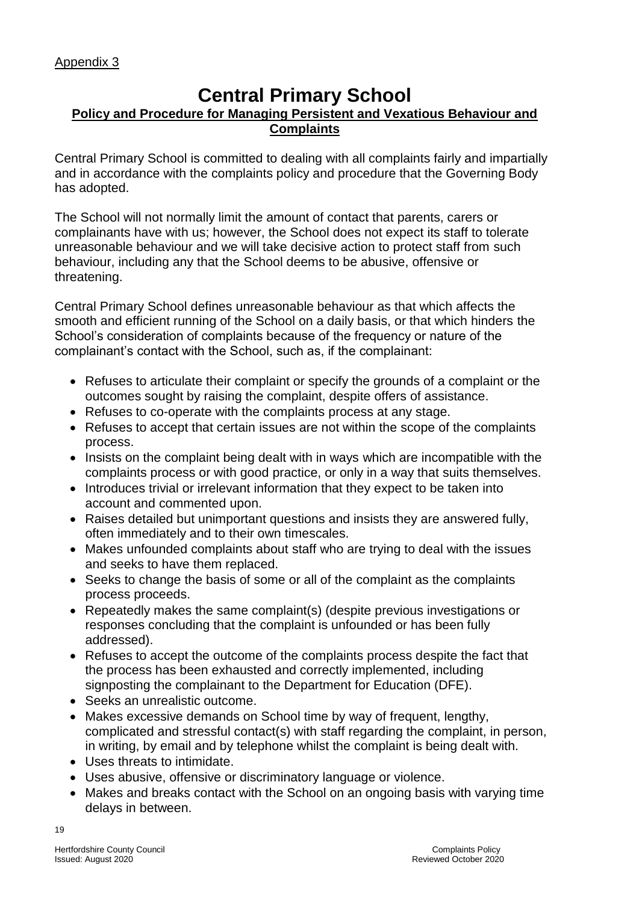Appendix 3

# Central Primary School

## Policy and Procedure for Managing Persistent and Vexatious Behaviour and Complaints

Central Primary School is committed to dealing with all complaints fairly and impartially and in accordance with the complaints policy and procedure that the Governing Body has adopted.

The School will not normally limit the amount of contact that parents, carers or complainants have with us; however, the School does not expect its staff to tolerate unreasonable behaviour and we will take decisive action to protect staff from such behaviour, including any that the School deems to be abusive, offensive or threatening.

Central Primary School defines unreasonable behaviour as that which affects the smooth and efficient running of the School on a daily basis, or that which hinders the School's consideration of complaints because of the frequency or nature of the complainant's contact with the School, such as, if the complainant:

- Refuses to articulate their complaint or specify the grounds of a complaint or the outcomes sought by raising the complaint, despite offers of assistance.
- Refuses to co-operate with the complaints process at any stage.
- Refuses to accept that certain issues are not within the scope of the complaints process.
- Insists on the complaint being dealt with in ways which are incompatible with the complaints process or with good practice, or only in a way that suits themselves.
- Introduces trivial or irrelevant information that they expect to be taken into account and commented upon.
- Raises detailed but unimportant questions and insists they are answered fully, often immediately and to their own timescales.
- Makes unfounded complaints about staff who are trying to deal with the issues and seeks to have them replaced.
- Seeks to change the basis of some or all of the complaint as the complaints process proceeds.
- Repeatedly makes the same complaint(s) (despite previous investigations or responses concluding that the complaint is unfounded or has been fully addressed).
- Refuses to accept the outcome of the complaints process despite the fact that the process has been exhausted and correctly implemented, including signposting the complainant to the Department for Education (DFE).
- Seeks an unrealistic outcome.
- Makes excessive demands on School time by way of frequent, lengthy, complicated and stressful contact(s) with staff regarding the complaint, in person, in writing, by email and by telephone whilst the complaint is being dealt with.
- Uses threats to intimidate.
- Uses abusive, offensive or discriminatory language or violence.
- Makes and breaks contact with the School on an ongoing basis with varying time delays in between.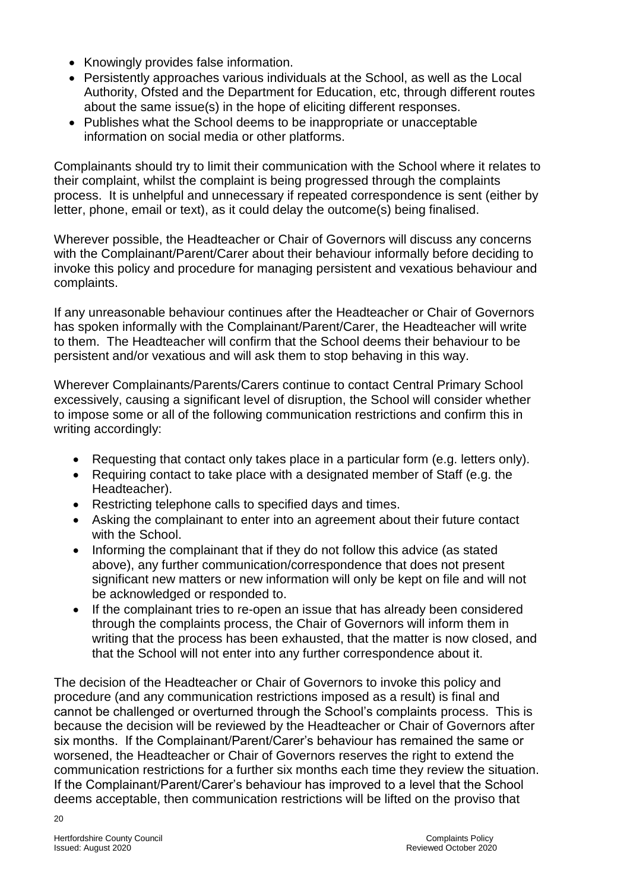- Knowingly provides false information.
- Persistently approaches various individuals at the School, as well as the Local Authority, Ofsted and the Department for Education, etc, through different routes about the same issue(s) in the hope of eliciting different responses.
- Publishes what the School deems to be inappropriate or unacceptable information on social media or other platforms.

Complainants should try to limit their communication with the School where it relates to their complaint, whilst the complaint is being progressed through the complaints process. It is unhelpful and unnecessary if repeated correspondence is sent (either by letter, phone, email or text), as it could delay the outcome(s) being finalised.

Wherever possible, the Headteacher or Chair of Governors will discuss any concerns with the Complainant/Parent/Carer about their behaviour informally before deciding to invoke this policy and procedure for managing persistent and vexatious behaviour and complaints.

If any unreasonable behaviour continues after the Headteacher or Chair of Governors has spoken informally with the Complainant/Parent/Carer, the Headteacher will write to them. The Headteacher will confirm that the School deems their behaviour to be persistent and/or vexatious and will ask them to stop behaving in this way.

Wherever Complainants/Parents/Carers continue to contact Central Primary School excessively, causing a significant level of disruption, the School will consider whether to impose some or all of the following communication restrictions and confirm this in writing accordingly:

- Requesting that contact only takes place in a particular form (e.g. letters only).
- Requiring contact to take place with a designated member of Staff (e.g. the Headteacher).
- Restricting telephone calls to specified days and times.
- Asking the complainant to enter into an agreement about their future contact with the School.
- Informing the complainant that if they do not follow this advice (as stated above), any further communication/correspondence that does not present significant new matters or new information will only be kept on file and will not be acknowledged or responded to.
- If the complainant tries to re-open an issue that has already been considered through the complaints process, the Chair of Governors will inform them in writing that the process has been exhausted, that the matter is now closed, and that the School will not enter into any further correspondence about it.

The decision of the Headteacher or Chair of Governors to invoke this policy and procedure (and any communication restrictions imposed as a result) is final and cannot be challenged or overturned through the School's complaints process. This is because the decision will be reviewed by the Headteacher or Chair of Governors after six months. If the Complainant/Parent/Carer's behaviour has remained the same or worsened, the Headteacher or Chair of Governors reserves the right to extend the communication restrictions for a further six months each time they review the situation. If the Complainant/Parent/Carer's behaviour has improved to a level that the School deems acceptable, then communication restrictions will be lifted on the proviso that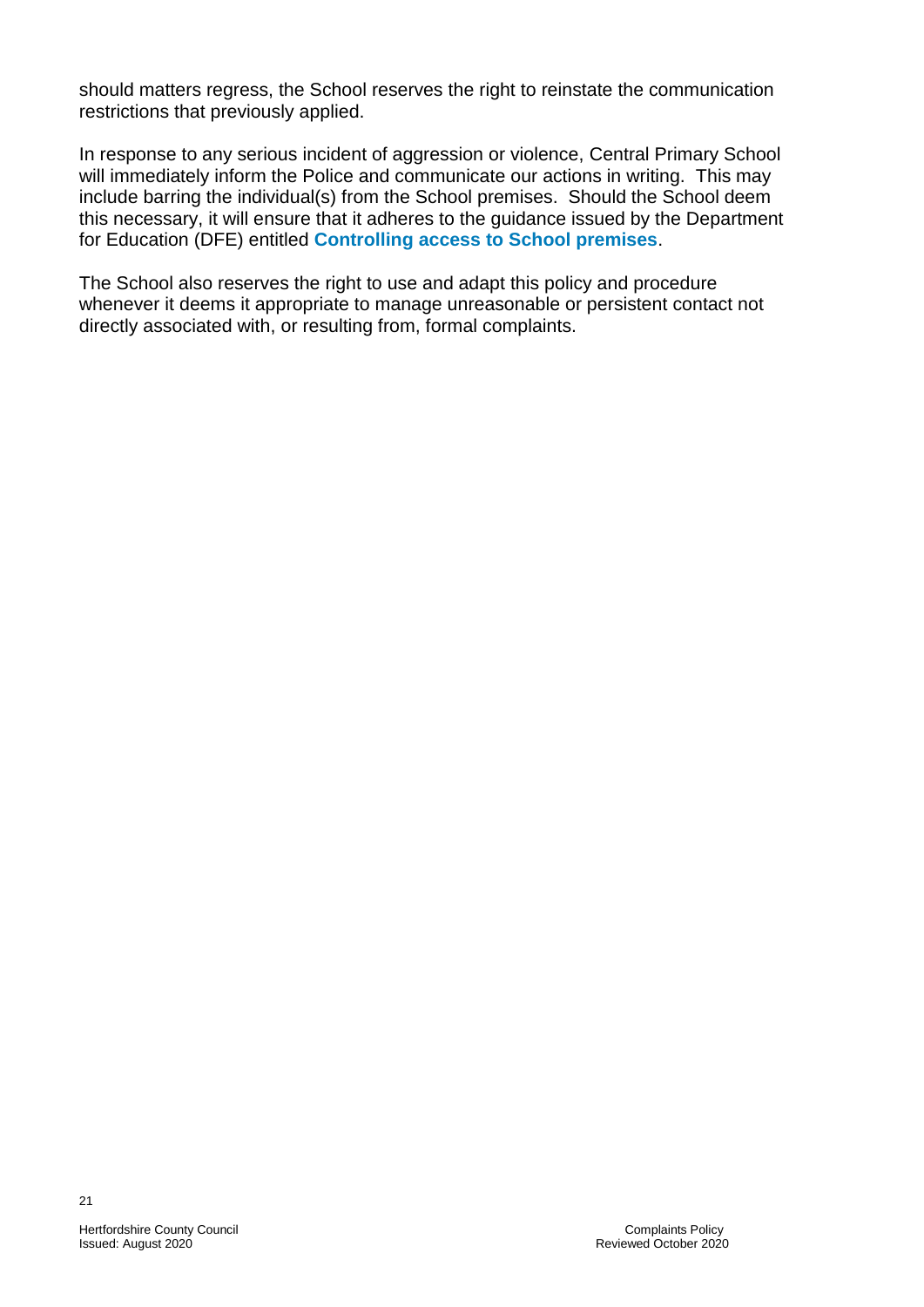should matters regress, the School reserves the right to reinstate the communication restrictions that previously applied.

In response to any serious incident of aggression or violence, Central Primary School will immediately inform the Police and communicate our actions in writing. This may include barring the individual(s) from the School premises. Should the School deem this necessary, it will ensure that it adheres to the guidance issued by the Department for Education (DFE) entitled **Controlling access to School premises**.

The School also reserves the right to use and adapt this policy and procedure whenever it deems it appropriate to manage unreasonable or persistent contact not directly associated with, or resulting from, formal complaints.